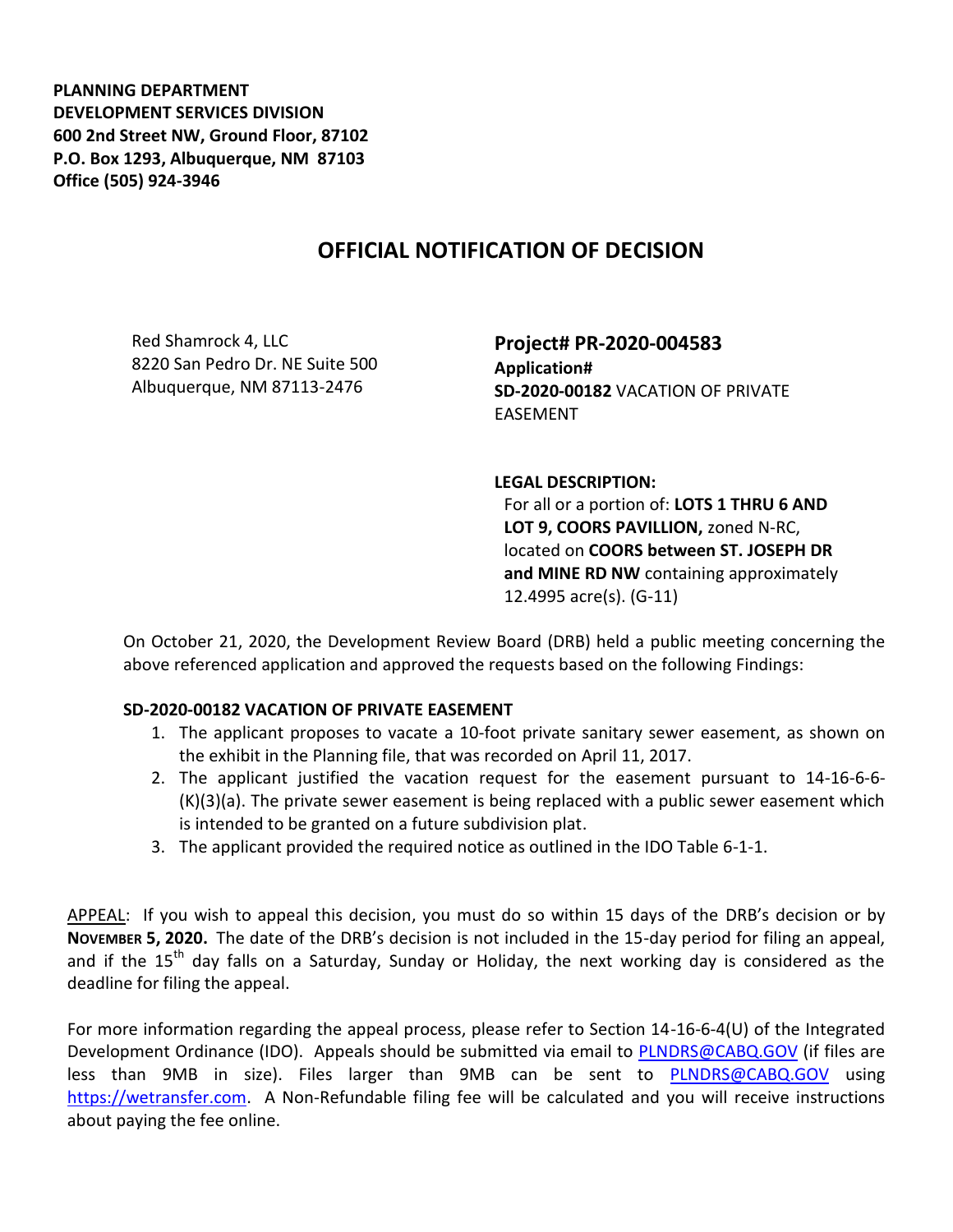**PLANNING DEPARTMENT**
**DEVELOPMENT SERVICES DIVISION**
**600 2nd Street NW, Ground Floor, 87102**
**P.O. Box 1293, Albuquerque, NM 87103**
**Office (505) 924-3946**

# OFFICIAL NOTIFICATION OF DECISION

Red Shamrock 4, LLC
8220 San Pedro Dr. NE Suite 500
Albuquerque, NM 87113-2476

**Project# PR-2020-004583**
**Application#**
**SD-2020-00182** VACATION OF PRIVATE EASEMENT

**LEGAL DESCRIPTION:**
For all or a portion of: **LOTS 1 THRU 6 AND LOT 9, COORS PAVILLION,** zoned N-RC, located on **COORS between ST. JOSEPH DR and MINE RD NW** containing approximately 12.4995 acre(s). (G-11)

On October 21, 2020, the Development Review Board (DRB) held a public meeting concerning the above referenced application and approved the requests based on the following Findings:

**SD-2020-00182 VACATION OF PRIVATE EASEMENT**

1. The applicant proposes to vacate a 10-foot private sanitary sewer easement, as shown on the exhibit in the Planning file, that was recorded on April 11, 2017.
2. The applicant justified the vacation request for the easement pursuant to 14-16-6-6-(K)(3)(a). The private sewer easement is being replaced with a public sewer easement which is intended to be granted on a future subdivision plat.
3. The applicant provided the required notice as outlined in the IDO Table 6-1-1.

APPEAL: If you wish to appeal this decision, you must do so within 15 days of the DRB's decision or by **NOVEMBER 5, 2020.** The date of the DRB's decision is not included in the 15-day period for filing an appeal, and if the 15th day falls on a Saturday, Sunday or Holiday, the next working day is considered as the deadline for filing the appeal.

For more information regarding the appeal process, please refer to Section 14-16-6-4(U) of the Integrated Development Ordinance (IDO). Appeals should be submitted via email to PLNDRS@CABQ.GOV (if files are less than 9MB in size). Files larger than 9MB can be sent to PLNDRS@CABQ.GOV using https://wetransfer.com. A Non-Refundable filing fee will be calculated and you will receive instructions about paying the fee online.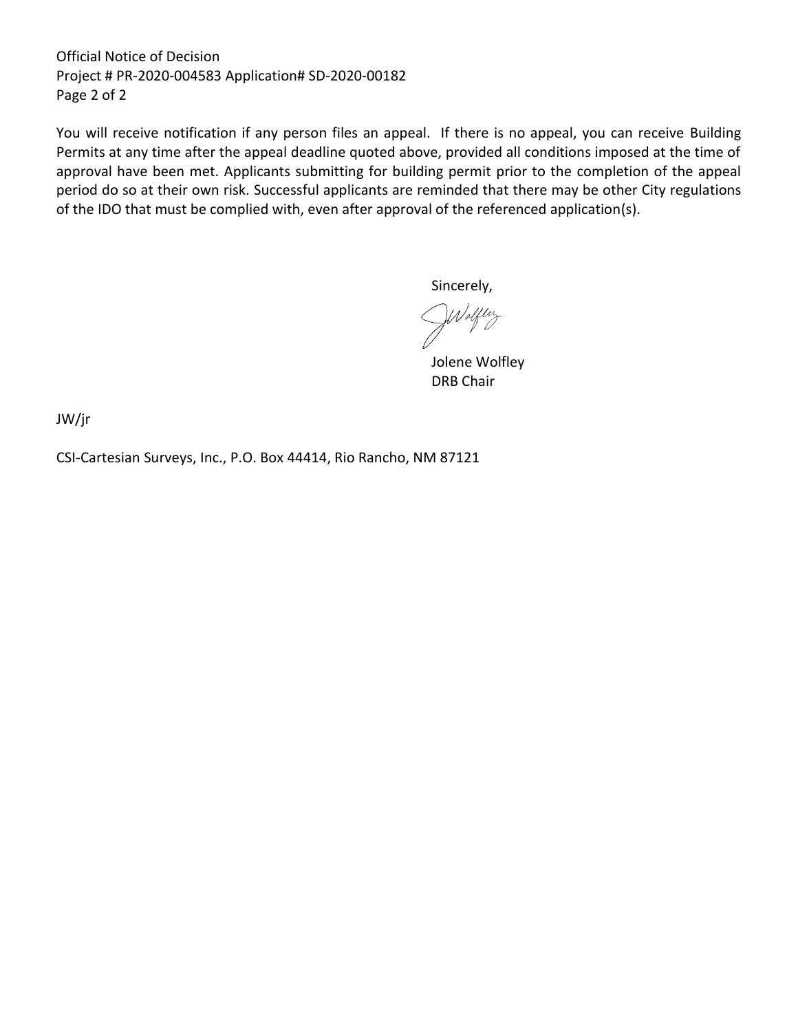You will receive notification if any person files an appeal. If there is no appeal, you can receive Building Permits at any time after the appeal deadline quoted above, provided all conditions imposed at the time of approval have been met. Applicants submitting for building permit prior to the completion of the appeal period do so at their own risk. Successful applicants are reminded that there may be other City regulations of the IDO that must be complied with, even after approval of the referenced application(s).

Sincerely,

Jolene Wolfley
DRB Chair

JW/jr

CSI-Cartesian Surveys, Inc., P.O. Box 44414, Rio Rancho, NM 87121